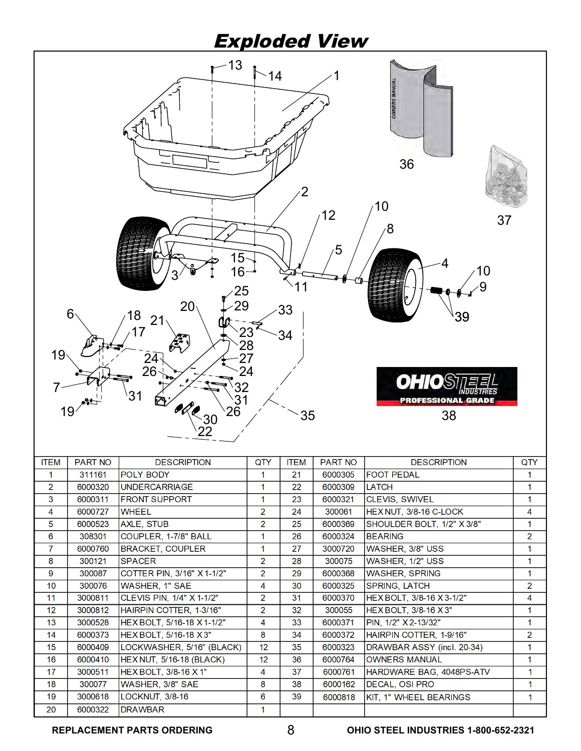# Exploded View

| ITEM | PART NO | DESCRIPTION | QTY | ITEM | PART NO | DESCRIPTION | QTY |
|---|---|---|---|---|---|---|---|
| 1 | 311161 | POLY BODY | 1 | 21 | 6000305 | FOOT PEDAL | 1 |
| 2 | 6000320 | UNDERCARRIAGE | 1 | 22 | 6000309 | LATCH | 1 |
| 3 | 6000311 | FRONT SUPPORT | 1 | 23 | 6000321 | CLEVIS, SWIVEL | 1 |
| 4 | 6000727 | WHEEL | 2 | 24 | 300061 | HEX NUT, 3/8-16 C-LOCK | 4 |
| 5 | 6000523 | AXLE, STUB | 2 | 25 | 6000369 | SHOULDER BOLT, 1/2" X 3/8" | 1 |
| 6 | 308301 | COUPLER, 1-7/8" BALL | 1 | 26 | 6000324 | BEARING | 2 |
| 7 | 6000760 | BRACKET, COUPLER | 1 | 27 | 3000720 | WASHER, 3/8" USS | 1 |
| 8 | 300121 | SPACER | 2 | 28 | 300075 | WASHER, 1/2" USS | 1 |
| 9 | 300087 | COTTER PIN, 3/16" X 1-1/2" | 2 | 29 | 6000368 | WASHER, SPRING | 1 |
| 10 | 300076 | WASHER, 1" SAE | 4 | 30 | 6000325 | SPRING, LATCH | 2 |
| 11 | 3000811 | CLEVIS PIN, 1/4" X 1-1/2" | 2 | 31 | 6000370 | HEX BOLT, 3/8-16 X 3-1/2" | 4 |
| 12 | 3000812 | HAIRPIN COTTER, 1-3/16" | 2 | 32 | 300055 | HEX BOLT, 3/8-16 X 3" | 1 |
| 13 | 3000528 | HEX BOLT, 5/16-18 X 1-1/2" | 4 | 33 | 6000371 | PIN, 1/2" X 2-13/32" | 1 |
| 14 | 6000373 | HEX BOLT, 5/16-18 X 3" | 8 | 34 | 6000372 | HAIRPIN COTTER, 1-9/16" | 2 |
| 15 | 6000409 | LOCKWASHER, 5/16" (BLACK) | 12 | 35 | 6000323 | DRAWBAR ASSY (incl. 20-34) | 1 |
| 16 | 6000410 | HEX NUT, 5/16-18 (BLACK) | 12 | 36 | 6000764 | OWNERS MANUAL | 1 |
| 17 | 3000511 | HEX BOLT, 3/8-16 X 1" | 4 | 37 | 6000761 | HARDWARE BAG, 4048PS-ATV | 1 |
| 18 | 300077 | WASHER, 3/8" SAE | 8 | 38 | 6000162 | DECAL, OSI PRO | 1 |
| 19 | 3000618 | LOCKNUT, 3/8-16 | 6 | 39 | 6000818 | KIT, 1" WHEEL BEARINGS | 1 |
| 20 | 6000322 | DRAWBAR | 1 | | | | |

**REPLACEMENT PARTS ORDERING** — **OHIO STEEL INDUSTRIES 1-800-652-2321**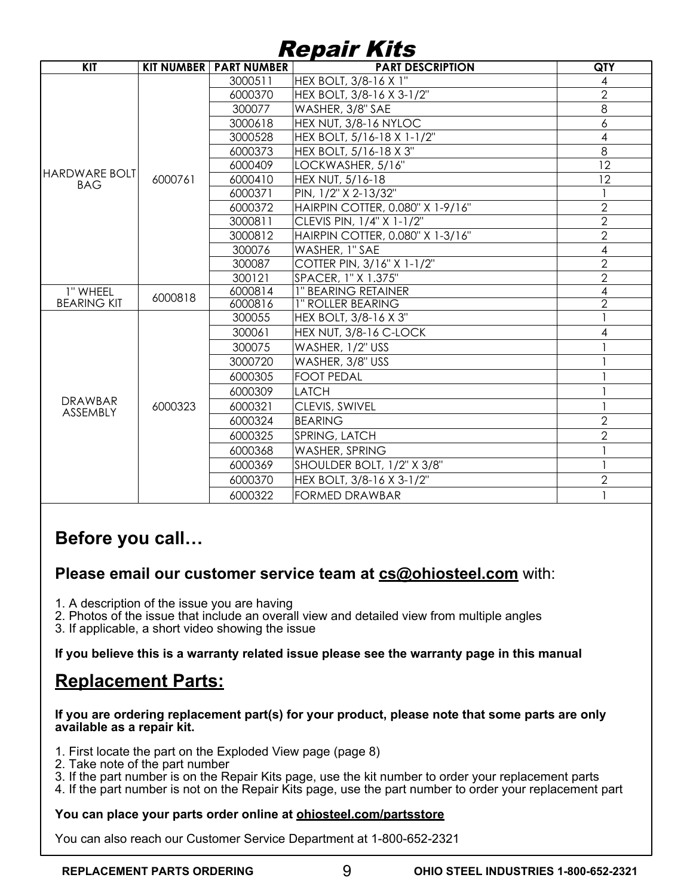# Repair Kits

| KIT | KIT NUMBER | PART NUMBER | PART DESCRIPTION | QTY |
|---|---|---|---|---|
| HARDWARE BOLT BAG | 6000761 | 3000511 | HEX BOLT, 3/8-16 X 1" | 4 |
| | | 6000370 | HEX BOLT, 3/8-16 X 3-1/2" | 2 |
| | | 300077 | WASHER, 3/8" SAE | 8 |
| | | 3000618 | HEX NUT, 3/8-16 NYLOC | 6 |
| | | 3000528 | HEX BOLT, 5/16-18 X 1-1/2" | 4 |
| | | 6000373 | HEX BOLT, 5/16-18 X 3" | 8 |
| | | 6000409 | LOCKWASHER, 5/16" | 12 |
| | | 6000410 | HEX NUT, 5/16-18 | 12 |
| | | 6000371 | PIN, 1/2" X 2-13/32" | 1 |
| | | 6000372 | HAIRPIN COTTER, 0.080" X 1-9/16" | 2 |
| | | 3000811 | CLEVIS PIN, 1/4" X 1-1/2" | 2 |
| | | 3000812 | HAIRPIN COTTER, 0.080" X 1-3/16" | 2 |
| | | 300076 | WASHER, 1" SAE | 4 |
| | | 300087 | COTTER PIN, 3/16" X 1-1/2" | 2 |
| | | 300121 | SPACER, 1" X 1.375" | 2 |
| 1" WHEEL BEARING KIT | 6000818 | 6000814 | 1" BEARING RETAINER | 4 |
| | | 6000816 | 1" ROLLER BEARING | 2 |
| DRAWBAR ASSEMBLY | 6000323 | 300055 | HEX BOLT, 3/8-16 X 3" | 1 |
| | | 300061 | HEX NUT, 3/8-16 C-LOCK | 4 |
| | | 300075 | WASHER, 1/2" USS | 1 |
| | | 3000720 | WASHER, 3/8" USS | 1 |
| | | 6000305 | FOOT PEDAL | 1 |
| | | 6000309 | LATCH | 1 |
| | | 6000321 | CLEVIS, SWIVEL | 1 |
| | | 6000324 | BEARING | 2 |
| | | 6000325 | SPRING, LATCH | 2 |
| | | 6000368 | WASHER, SPRING | 1 |
| | | 6000369 | SHOULDER BOLT, 1/2" X 3/8" | 1 |
| | | 6000370 | HEX BOLT, 3/8-16 X 3-1/2" | 2 |
| | | 6000322 | FORMED DRAWBAR | 1 |

## Before you call…

### Please email our customer service team at cs@ohiosteel.com with:

1. A description of the issue you are having
2. Photos of the issue that include an overall view and detailed view from multiple angles
3. If applicable, a short video showing the issue

**If you believe this is a warranty related issue please see the warranty page in this manual**

## Replacement Parts:

**If you are ordering replacement part(s) for your product, please note that some parts are only available as a repair kit.**

1. First locate the part on the Exploded View page (page 8)
2. Take note of the part number
3. If the part number is on the Repair Kits page, use the kit number to order your replacement parts
4. If the part number is not on the Repair Kits page, use the part number to order your replacement part

**You can place your parts order online at ohiosteel.com/partsstore**

You can also reach our Customer Service Department at 1-800-652-2321